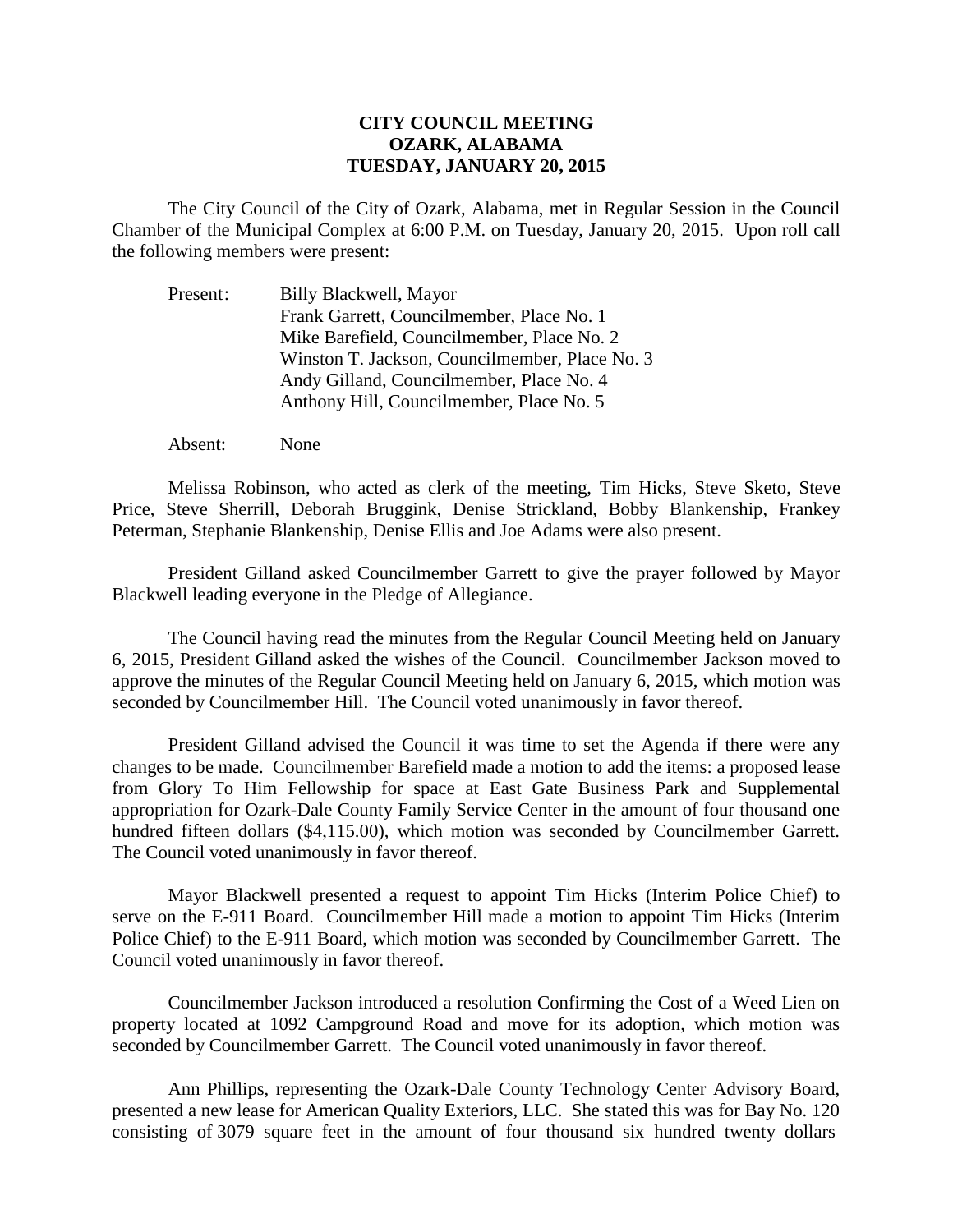**CITY COUNCIL MEETING**
**OZARK, ALABAMA**
**TUESDAY, JANUARY 20, 2015**

The City Council of the City of Ozark, Alabama, met in Regular Session in the Council Chamber of the Municipal Complex at 6:00 P.M. on Tuesday, January 20, 2015. Upon roll call the following members were present:

Present: Billy Blackwell, Mayor
Frank Garrett, Councilmember, Place No. 1
Mike Barefield, Councilmember, Place No. 2
Winston T. Jackson, Councilmember, Place No. 3
Andy Gilland, Councilmember, Place No. 4
Anthony Hill, Councilmember, Place No. 5

Absent: None

Melissa Robinson, who acted as clerk of the meeting, Tim Hicks, Steve Sketo, Steve Price, Steve Sherrill, Deborah Bruggink, Denise Strickland, Bobby Blankenship, Frankey Peterman, Stephanie Blankenship, Denise Ellis and Joe Adams were also present.

President Gilland asked Councilmember Garrett to give the prayer followed by Mayor Blackwell leading everyone in the Pledge of Allegiance.

The Council having read the minutes from the Regular Council Meeting held on January 6, 2015, President Gilland asked the wishes of the Council. Councilmember Jackson moved to approve the minutes of the Regular Council Meeting held on January 6, 2015, which motion was seconded by Councilmember Hill. The Council voted unanimously in favor thereof.

President Gilland advised the Council it was time to set the Agenda if there were any changes to be made. Councilmember Barefield made a motion to add the items: a proposed lease from Glory To Him Fellowship for space at East Gate Business Park and Supplemental appropriation for Ozark-Dale County Family Service Center in the amount of four thousand one hundred fifteen dollars ($4,115.00), which motion was seconded by Councilmember Garrett. The Council voted unanimously in favor thereof.

Mayor Blackwell presented a request to appoint Tim Hicks (Interim Police Chief) to serve on the E-911 Board. Councilmember Hill made a motion to appoint Tim Hicks (Interim Police Chief) to the E-911 Board, which motion was seconded by Councilmember Garrett. The Council voted unanimously in favor thereof.

Councilmember Jackson introduced a resolution Confirming the Cost of a Weed Lien on property located at 1092 Campground Road and move for its adoption, which motion was seconded by Councilmember Garrett. The Council voted unanimously in favor thereof.

Ann Phillips, representing the Ozark-Dale County Technology Center Advisory Board, presented a new lease for American Quality Exteriors, LLC. She stated this was for Bay No. 120 consisting of 3079 square feet in the amount of four thousand six hundred twenty dollars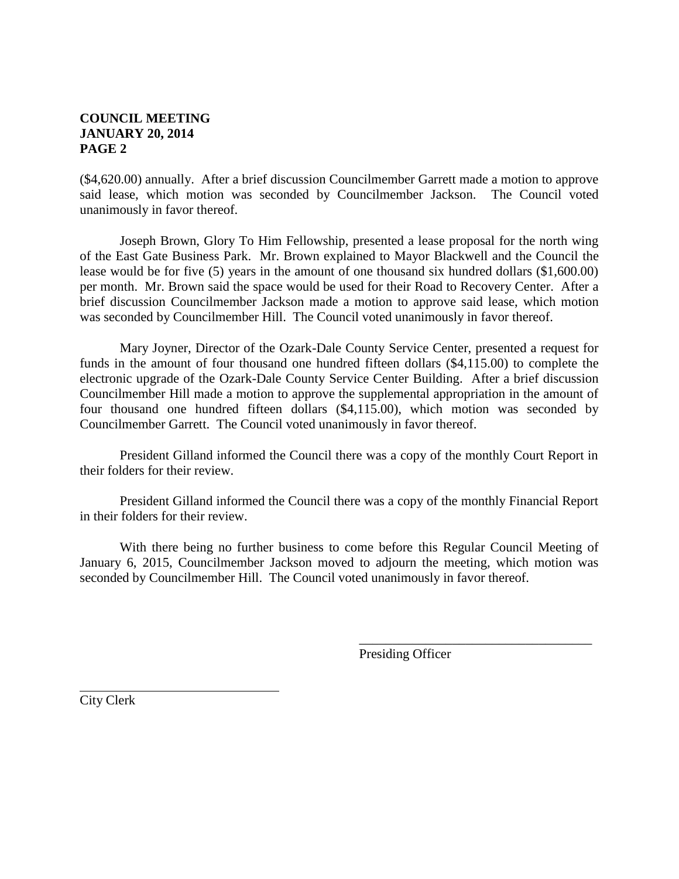($4,620.00) annually. After a brief discussion Councilmember Garrett made a motion to approve said lease, which motion was seconded by Councilmember Jackson. The Council voted unanimously in favor thereof.

Joseph Brown, Glory To Him Fellowship, presented a lease proposal for the north wing of the East Gate Business Park. Mr. Brown explained to Mayor Blackwell and the Council the lease would be for five (5) years in the amount of one thousand six hundred dollars ($1,600.00) per month. Mr. Brown said the space would be used for their Road to Recovery Center. After a brief discussion Councilmember Jackson made a motion to approve said lease, which motion was seconded by Councilmember Hill. The Council voted unanimously in favor thereof.

Mary Joyner, Director of the Ozark-Dale County Service Center, presented a request for funds in the amount of four thousand one hundred fifteen dollars ($4,115.00) to complete the electronic upgrade of the Ozark-Dale County Service Center Building. After a brief discussion Councilmember Hill made a motion to approve the supplemental appropriation in the amount of four thousand one hundred fifteen dollars ($4,115.00), which motion was seconded by Councilmember Garrett. The Council voted unanimously in favor thereof.

President Gilland informed the Council there was a copy of the monthly Court Report in their folders for their review.

President Gilland informed the Council there was a copy of the monthly Financial Report in their folders for their review.

With there being no further business to come before this Regular Council Meeting of January 6, 2015, Councilmember Jackson moved to adjourn the meeting, which motion was seconded by Councilmember Hill. The Council voted unanimously in favor thereof.

____________________________________
Presiding Officer

______________________________
City Clerk